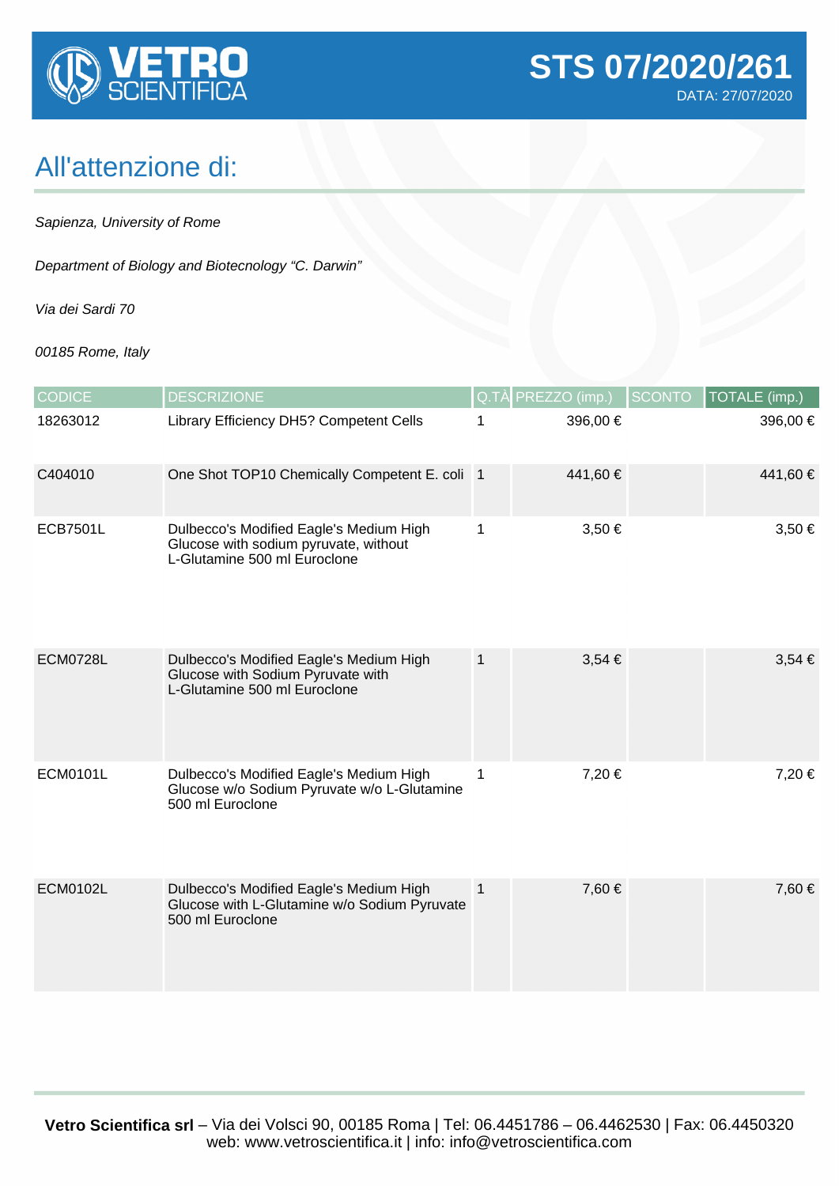VETRO SCIENTIFICA

# STS 07/2020/261

DATA: 27/07/2020

## All'attenzione di:

*Sapienza, University of Rome*

*Department of Biology and Biotecnology "C. Darwin"*

*Via dei Sardi 70*

*00185 Rome, Italy*

| CODICE | DESCRIZIONE | Q.TÀ | PREZZO (imp.) | SCONTO | TOTALE (imp.) |
|---|---|---|---|---|---|
| 18263012 | Library Efficiency DH5? Competent Cells | 1 | 396,00 € | | 396,00 € |
| C404010 | One Shot TOP10 Chemically Competent E. coli | 1 | 441,60 € | | 441,60 € |
| ECB7501L | Dulbecco's Modified Eagle's Medium High Glucose with sodium pyruvate, without L-Glutamine 500 ml Euroclone | 1 | 3,50 € | | 3,50 € |
| ECM0728L | Dulbecco's Modified Eagle's Medium High Glucose with Sodium Pyruvate with L-Glutamine 500 ml Euroclone | 1 | 3,54 € | | 3,54 € |
| ECM0101L | Dulbecco's Modified Eagle's Medium High Glucose w/o Sodium Pyruvate w/o L-Glutamine 500 ml Euroclone | 1 | 7,20 € | | 7,20 € |
| ECM0102L | Dulbecco's Modified Eagle's Medium High Glucose with L-Glutamine w/o Sodium Pyruvate 500 ml Euroclone | 1 | 7,60 € | | 7,60 € |

**Vetro Scientifica srl** – Via dei Volsci 90, 00185 Roma | Tel: 06.4451786 – 06.4462530 | Fax: 06.4450320
web: www.vetroscientifica.it | info: info@vetroscientifica.com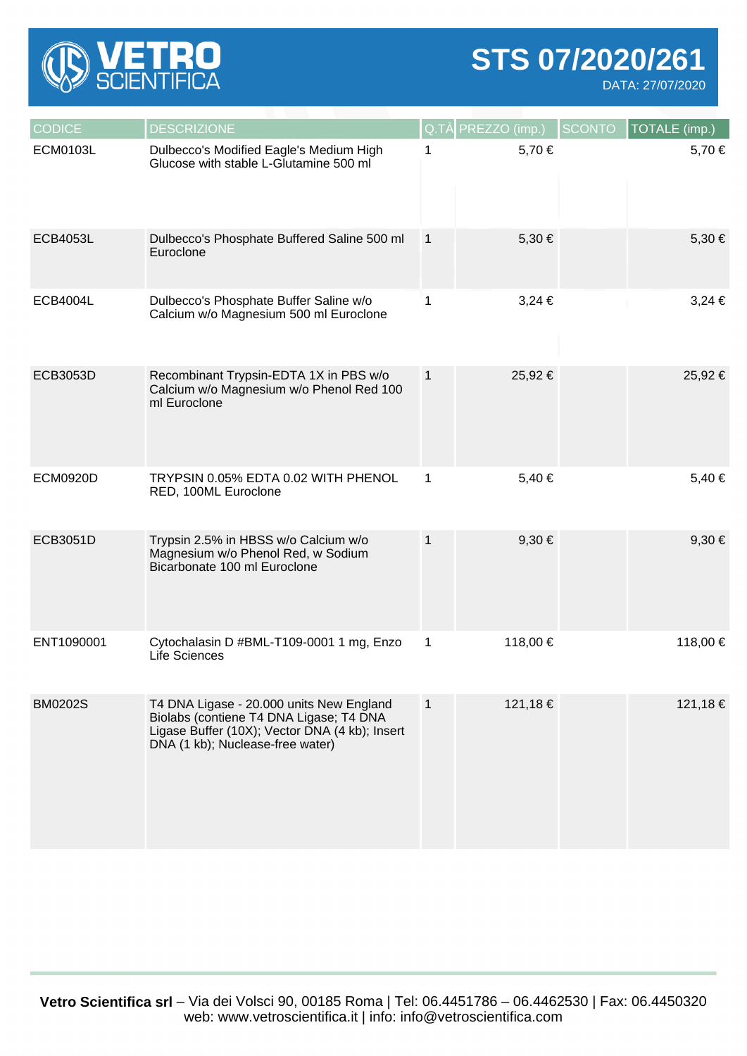# STS 07/2020/261

DATA: 27/07/2020

| CODICE | DESCRIZIONE | Q.TÀ | PREZZO (imp.) | SCONTO | TOTALE (imp.) |
|---|---|---|---|---|---|
| ECM0103L | Dulbecco's Modified Eagle's Medium High Glucose with stable L-Glutamine 500 ml | 1 | 5,70 € | | 5,70 € |
| ECB4053L | Dulbecco's Phosphate Buffered Saline 500 ml Euroclone | 1 | 5,30 € | | 5,30 € |
| ECB4004L | Dulbecco's Phosphate Buffer Saline w/o Calcium w/o Magnesium 500 ml Euroclone | 1 | 3,24 € | | 3,24 € |
| ECB3053D | Recombinant Trypsin-EDTA 1X in PBS w/o Calcium w/o Magnesium w/o Phenol Red 100 ml Euroclone | 1 | 25,92 € | | 25,92 € |
| ECM0920D | TRYPSIN 0.05% EDTA 0.02 WITH PHENOL RED, 100ML Euroclone | 1 | 5,40 € | | 5,40 € |
| ECB3051D | Trypsin 2.5% in HBSS w/o Calcium w/o Magnesium w/o Phenol Red, w Sodium Bicarbonate 100 ml Euroclone | 1 | 9,30 € | | 9,30 € |
| ENT1090001 | Cytochalasin D #BML-T109-0001 1 mg, Enzo Life Sciences | 1 | 118,00 € | | 118,00 € |
| BM0202S | T4 DNA Ligase - 20.000 units New England Biolabs (contiene T4 DNA Ligase; T4 DNA Ligase Buffer (10X); Vector DNA (4 kb); Insert DNA (1 kb); Nuclease-free water) | 1 | 121,18 € | | 121,18 € |

**Vetro Scientifica srl** – Via dei Volsci 90, 00185 Roma | Tel: 06.4451786 – 06.4462530 | Fax: 06.4450320
web: www.vetroscientifica.it | info: info@vetroscientifica.com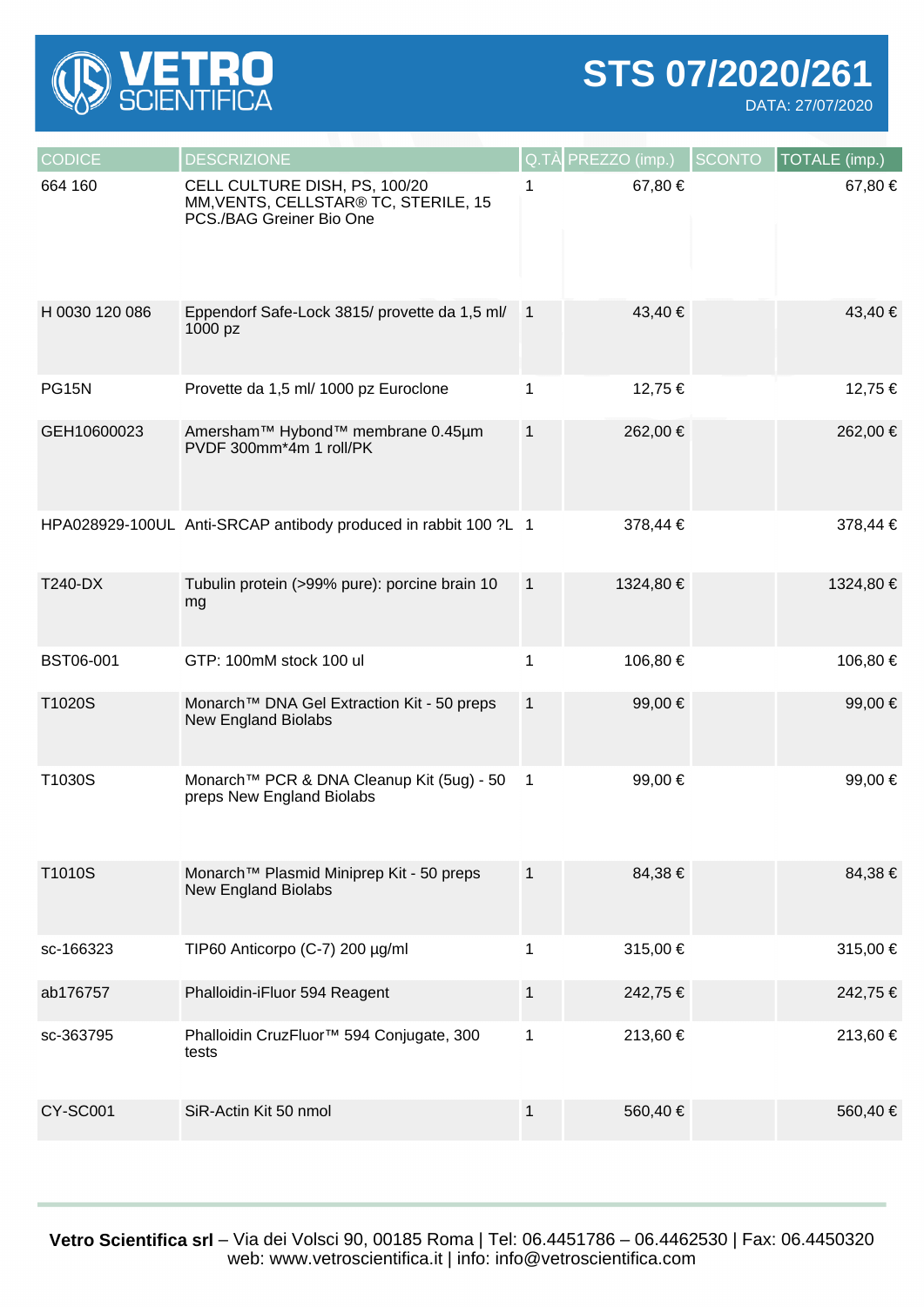# VETRO SCIENTIFICA

## STS 07/2020/261

DATA: 27/07/2020

| CODICE | DESCRIZIONE | Q.TÀ | PREZZO (imp.) | SCONTO | TOTALE (imp.) |
|---|---|---|---|---|---|
| 664 160 | CELL CULTURE DISH, PS, 100/20 MM,VENTS, CELLSTAR® TC, STERILE, 15 PCS./BAG Greiner Bio One | 1 | 67,80 € | | 67,80 € |
| H 0030 120 086 | Eppendorf Safe-Lock 3815/ provette da 1,5 ml/ 1000 pz | 1 | 43,40 € | | 43,40 € |
| PG15N | Provette da 1,5 ml/ 1000 pz Euroclone | 1 | 12,75 € | | 12,75 € |
| GEH10600023 | Amersham™ Hybond™ membrane 0.45µm PVDF 300mm*4m 1 roll/PK | 1 | 262,00 € | | 262,00 € |
| HPA028929-100UL | Anti-SRCAP antibody produced in rabbit 100 ?L | 1 | 378,44 € | | 378,44 € |
| T240-DX | Tubulin protein (>99% pure): porcine brain 10 mg | 1 | 1324,80 € | | 1324,80 € |
| BST06-001 | GTP: 100mM stock 100 ul | 1 | 106,80 € | | 106,80 € |
| T1020S | Monarch™ DNA Gel Extraction Kit - 50 preps New England Biolabs | 1 | 99,00 € | | 99,00 € |
| T1030S | Monarch™ PCR & DNA Cleanup Kit (5ug) - 50 preps New England Biolabs | 1 | 99,00 € | | 99,00 € |
| T1010S | Monarch™ Plasmid Miniprep Kit - 50 preps New England Biolabs | 1 | 84,38 € | | 84,38 € |
| sc-166323 | TIP60 Anticorpo (C-7) 200 µg/ml | 1 | 315,00 € | | 315,00 € |
| ab176757 | Phalloidin-iFluor 594 Reagent | 1 | 242,75 € | | 242,75 € |
| sc-363795 | Phalloidin CruzFluor™ 594 Conjugate, 300 tests | 1 | 213,60 € | | 213,60 € |
| CY-SC001 | SiR-Actin Kit 50 nmol | 1 | 560,40 € | | 560,40 € |

**Vetro Scientifica srl** – Via dei Volsci 90, 00185 Roma | Tel: 06.4451786 – 06.4462530 | Fax: 06.4450320
web: www.vetroscientifica.it | info: info@vetroscientifica.com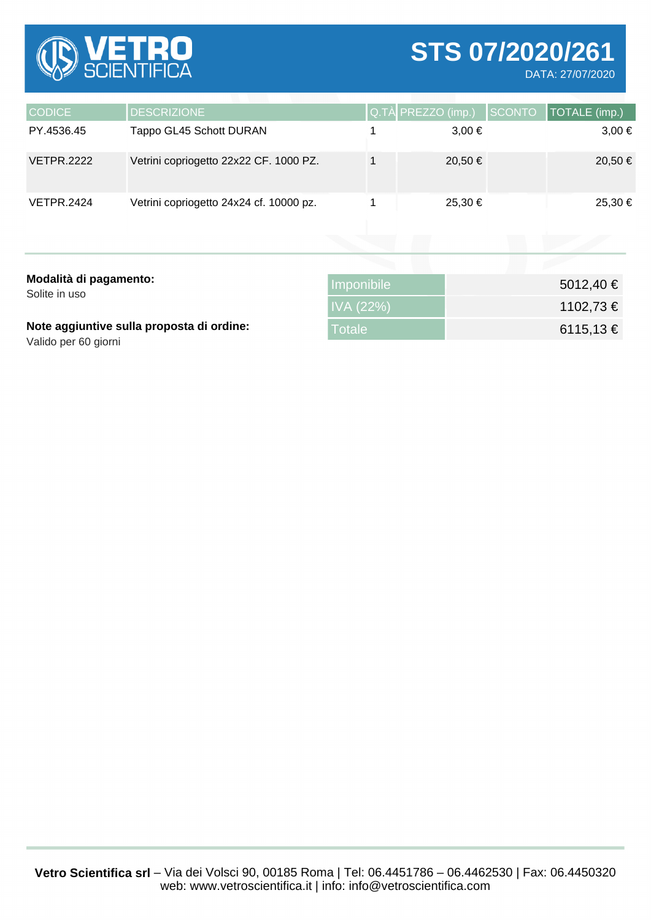# VETRO SCIENTIFICA

## STS 07/2020/261

DATA: 27/07/2020

| CODICE | DESCRIZIONE | Q.TÀ | PREZZO (imp.) | SCONTO | TOTALE (imp.) |
|---|---|---|---|---|---|
| PY.4536.45 | Tappo GL45 Schott DURAN | 1 | 3,00 € | | 3,00 € |
| VETPR.2222 | Vetrini copriogetto 22x22 CF. 1000 PZ. | 1 | 20,50 € | | 20,50 € |
| VETPR.2424 | Vetrini copriogetto 24x24 cf. 10000 pz. | 1 | 25,30 € | | 25,30 € |

**Modalità di pagamento:**
Solite in uso

**Note aggiuntive sulla proposta di ordine:**
Valido per 60 giorni

| | |
|---|---|
| Imponibile | 5012,40 € |
| IVA (22%) | 1102,73 € |
| Totale | 6115,13 € |

**Vetro Scientifica srl** – Via dei Volsci 90, 00185 Roma | Tel: 06.4451786 – 06.4462530 | Fax: 06.4450320
web: www.vetroscientifica.it | info: info@vetroscientifica.com